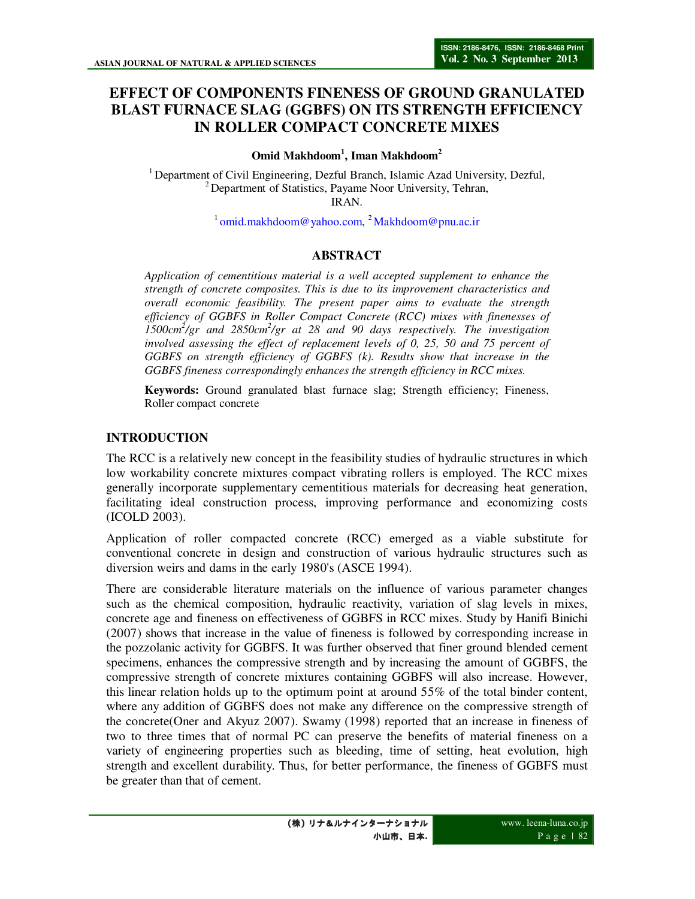# EFFECT OF COMPONENTS FINENESS OF GROUND GRANULATED BLAST FURNACE SLAG (GGBFS) ON ITS STRENGTH EFFICIENCY IN ROLLER COMPACT CONCRETE MIXES

**Omid Makhdoom[1], Iman Makhdoom[2]**

[1] Department of Civil Engineering, Dezful Branch, Islamic Azad University, Dezful,
[2] Department of Statistics, Payame Noor University, Tehran,
IRAN.

[1] omid.makhdoom@yahoo.com, [2] Makhdoom@pnu.ac.ir

## ABSTRACT

*Application of cementitious material is a well accepted supplement to enhance the strength of concrete composites. This is due to its improvement characteristics and overall economic feasibility. The present paper aims to evaluate the strength efficiency of GGBFS in Roller Compact Concrete (RCC) mixes with finenesses of 1500cm$^2$/gr and 2850cm$^2$/gr at 28 and 90 days respectively. The investigation involved assessing the effect of replacement levels of 0, 25, 50 and 75 percent of GGBFS on strength efficiency of GGBFS (k). Results show that increase in the GGBFS fineness correspondingly enhances the strength efficiency in RCC mixes.*

**Keywords:** Ground granulated blast furnace slag; Strength efficiency; Fineness, Roller compact concrete

## INTRODUCTION

The RCC is a relatively new concept in the feasibility studies of hydraulic structures in which low workability concrete mixtures compact vibrating rollers is employed. The RCC mixes generally incorporate supplementary cementitious materials for decreasing heat generation, facilitating ideal construction process, improving performance and economizing costs (ICOLD 2003).

Application of roller compacted concrete (RCC) emerged as a viable substitute for conventional concrete in design and construction of various hydraulic structures such as diversion weirs and dams in the early 1980's (ASCE 1994).

There are considerable literature materials on the influence of various parameter changes such as the chemical composition, hydraulic reactivity, variation of slag levels in mixes, concrete age and fineness on effectiveness of GGBFS in RCC mixes. Study by Hanifi Binichi (2007) shows that increase in the value of fineness is followed by corresponding increase in the pozzolanic activity for GGBFS. It was further observed that finer ground blended cement specimens, enhances the compressive strength and by increasing the amount of GGBFS, the compressive strength of concrete mixtures containing GGBFS will also increase. However, this linear relation holds up to the optimum point at around 55% of the total binder content, where any addition of GGBFS does not make any difference on the compressive strength of the concrete(Oner and Akyuz 2007). Swamy (1998) reported that an increase in fineness of two to three times that of normal PC can preserve the benefits of material fineness on a variety of engineering properties such as bleeding, time of setting, heat evolution, high strength and excellent durability. Thus, for better performance, the fineness of GGBFS must be greater than that of cement.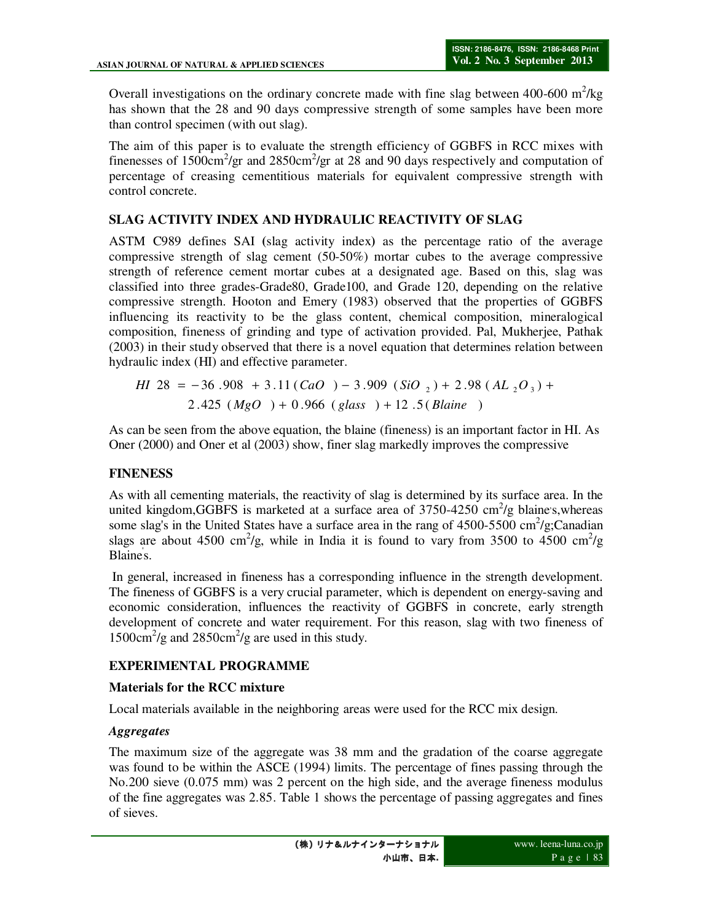Overall investigations on the ordinary concrete made with fine slag between 400-600 $m^2/kg$ has shown that the 28 and 90 days compressive strength of some samples have been more than control specimen (with out slag).

The aim of this paper is to evaluate the strength efficiency of GGBFS in RCC mixes with finenesses of $1500cm^2/gr$ and $2850cm^2/gr$ at 28 and 90 days respectively and computation of percentage of creasing cementitious materials for equivalent compressive strength with control concrete.

## SLAG ACTIVITY INDEX AND HYDRAULIC REACTIVITY OF SLAG

ASTM C989 defines SAI (slag activity index) as the percentage ratio of the average compressive strength of slag cement (50-50%) mortar cubes to the average compressive strength of reference cement mortar cubes at a designated age. Based on this, slag was classified into three grades-Grade80, Grade100, and Grade 120, depending on the relative compressive strength. Hooton and Emery (1983) observed that the properties of GGBFS influencing its reactivity to be the glass content, chemical composition, mineralogical composition, fineness of grinding and type of activation provided. Pal, Mukherjee, Pathak (2003) in their study observed that there is a novel equation that determines relation between hydraulic index (HI) and effective parameter.

$$HI\ 28 = -36.908 + 3.11(CaO) - 3.909(SiO_2) + 2.98(AL_2O_3) + 2.425(MgO) + 0.966(glass) + 12.5(Blaine)$$

As can be seen from the above equation, the blaine (fineness) is an important factor in HI. As Oner (2000) and Oner et al (2003) show, finer slag markedly improves the compressive

## FINENESS

As with all cementing materials, the reactivity of slag is determined by its surface area. In the united kingdom,GGBFS is marketed at a surface area of 3750-4250 $cm^2/g$ blaine's,whereas some slag's in the United States have a surface area in the rang of 4500-5500 $cm^2/g$;Canadian slags are about 4500 $cm^2/g$, while in India it is found to vary from 3500 to 4500 $cm^2/g$ Blaine's.

In general, increased in fineness has a corresponding influence in the strength development. The fineness of GGBFS is a very crucial parameter, which is dependent on energy-saving and economic consideration, influences the reactivity of GGBFS in concrete, early strength development of concrete and water requirement. For this reason, slag with two fineness of $1500cm^2/g$ and $2850cm^2/g$ are used in this study.

## EXPERIMENTAL PROGRAMME

### Materials for the RCC mixture

Local materials available in the neighboring areas were used for the RCC mix design.

#### *Aggregates*

The maximum size of the aggregate was 38 mm and the gradation of the coarse aggregate was found to be within the ASCE (1994) limits. The percentage of fines passing through the No.200 sieve (0.075 mm) was 2 percent on the high side, and the average fineness modulus of the fine aggregates was 2.85. Table 1 shows the percentage of passing aggregates and fines of sieves.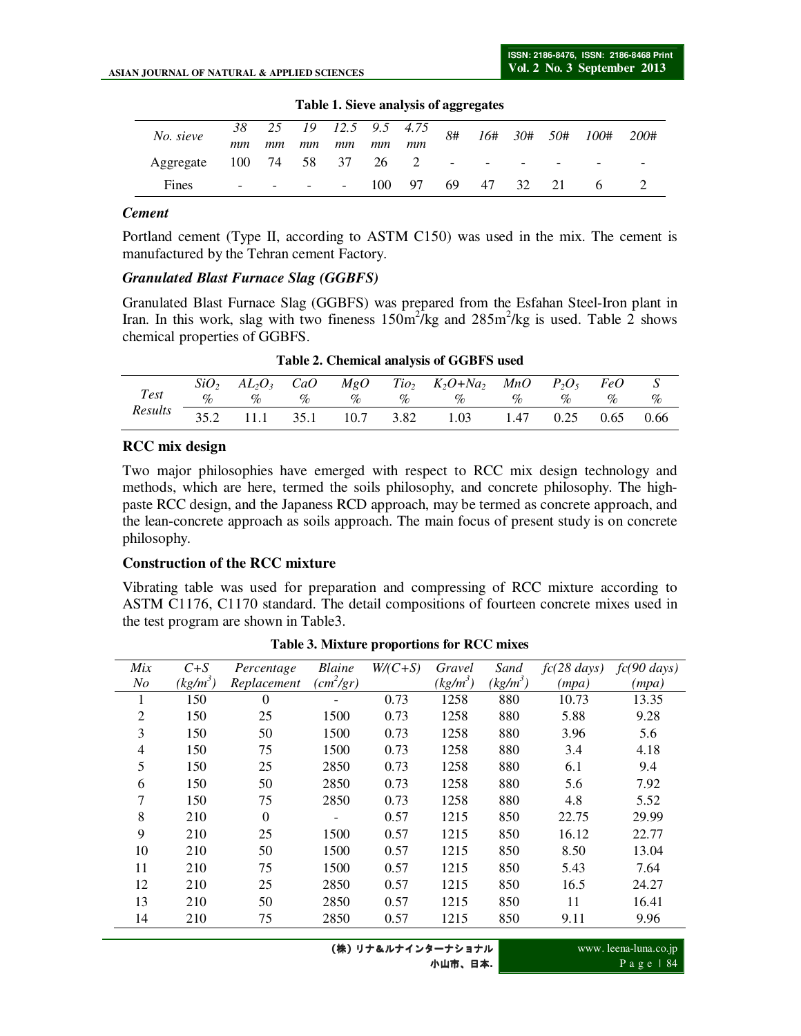**Table 1. Sieve analysis of aggregates**

| *No. sieve* | *38 mm* | *25 mm* | *19 mm* | *12.5 mm* | *9.5 mm* | *4.75 mm* | *8#* | *16#* | *30#* | *50#* | *100#* | *200#* |
|---|---|---|---|---|---|---|---|---|---|---|---|---|
| Aggregate | 100 | 74 | 58 | 37 | 26 | 2 | - | - | - | - | - | - |
| Fines | - | - | - | - | 100 | 97 | 69 | 47 | 32 | 21 | 6 | 2 |

### *Cement*

Portland cement (Type II, according to ASTM C150) was used in the mix. The cement is manufactured by the Tehran cement Factory.

### *Granulated Blast Furnace Slag (GGBFS)*

Granulated Blast Furnace Slag (GGBFS) was prepared from the Esfahan Steel-Iron plant in Iran. In this work, slag with two fineness $150m^2/kg$ and $285m^2/kg$ is used. Table 2 shows chemical properties of GGBFS.

**Table 2. Chemical analysis of GGBFS used**

| *Test* | $SiO_2$ % | $AL_2O_3$ % | *CaO* % | *MgO* % | $Tio_2$ % | $K_2O$+$Na_2$ % | *MnO* % | $P_2O_5$ % | *FeO* % | *S* % |
|---|---|---|---|---|---|---|---|---|---|---|
| *Results* | 35.2 | 11.1 | 35.1 | 10.7 | 3.82 | 1.03 | 1.47 | 0.25 | 0.65 | 0.66 |

## RCC mix design

Two major philosophies have emerged with respect to RCC mix design technology and methods, which are here, termed the soils philosophy, and concrete philosophy. The high-paste RCC design, and the Japaness RCD approach, may be termed as concrete approach, and the lean-concrete approach as soils approach. The main focus of present study is on concrete philosophy.

## Construction of the RCC mixture

Vibrating table was used for preparation and compressing of RCC mixture according to ASTM C1176, C1170 standard. The detail compositions of fourteen concrete mixes used in the test program are shown in Table3.

**Table 3. Mixture proportions for RCC mixes**

| *Mix No* | *C+S* $(kg/m^3)$ | *Percentage Replacement* | *Blaine* $(cm^2/gr)$ | *W/(C+S)* | *Gravel* $(kg/m^3)$ | *Sand* $(kg/m^3)$ | *fc(28 days) (mpa)* | *fc(90 days) (mpa)* |
|---|---|---|---|---|---|---|---|---|
| 1 | 150 | 0 | - | 0.73 | 1258 | 880 | 10.73 | 13.35 |
| 2 | 150 | 25 | 1500 | 0.73 | 1258 | 880 | 5.88 | 9.28 |
| 3 | 150 | 50 | 1500 | 0.73 | 1258 | 880 | 3.96 | 5.6 |
| 4 | 150 | 75 | 1500 | 0.73 | 1258 | 880 | 3.4 | 4.18 |
| 5 | 150 | 25 | 2850 | 0.73 | 1258 | 880 | 6.1 | 9.4 |
| 6 | 150 | 50 | 2850 | 0.73 | 1258 | 880 | 5.6 | 7.92 |
| 7 | 150 | 75 | 2850 | 0.73 | 1258 | 880 | 4.8 | 5.52 |
| 8 | 210 | 0 | - | 0.57 | 1215 | 850 | 22.75 | 29.99 |
| 9 | 210 | 25 | 1500 | 0.57 | 1215 | 850 | 16.12 | 22.77 |
| 10 | 210 | 50 | 1500 | 0.57 | 1215 | 850 | 8.50 | 13.04 |
| 11 | 210 | 75 | 1500 | 0.57 | 1215 | 850 | 5.43 | 7.64 |
| 12 | 210 | 25 | 2850 | 0.57 | 1215 | 850 | 16.5 | 24.27 |
| 13 | 210 | 50 | 2850 | 0.57 | 1215 | 850 | 11 | 16.41 |
| 14 | 210 | 75 | 2850 | 0.57 | 1215 | 850 | 9.11 | 9.96 |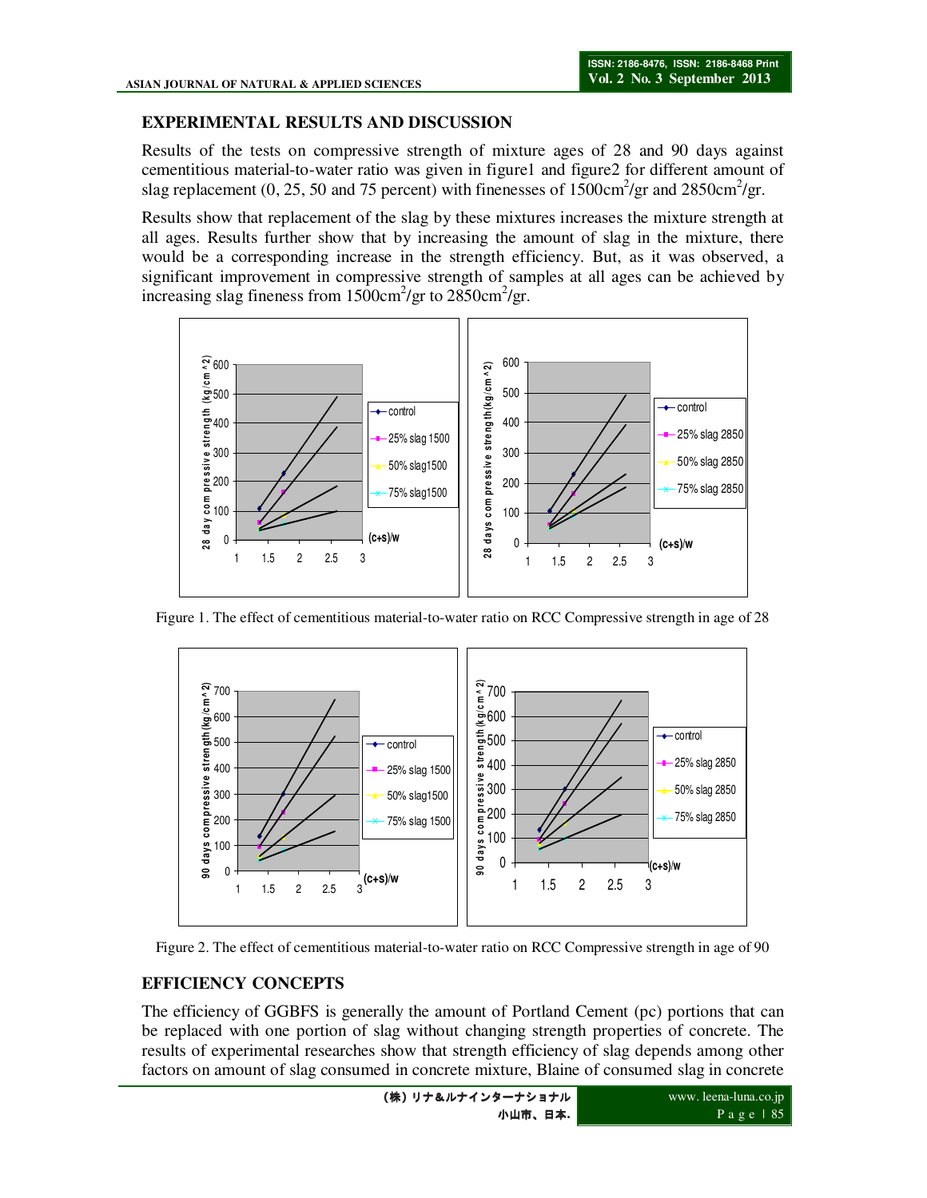## EXPERIMENTAL RESULTS AND DISCUSSION

Results of the tests on compressive strength of mixture ages of 28 and 90 days against cementitious material-to-water ratio was given in figure1 and figure2 for different amount of slag replacement (0, 25, 50 and 75 percent) with finenesses of 1500cm$^2$/gr and 2850cm$^2$/gr.

Results show that replacement of the slag by these mixtures increases the mixture strength at all ages. Results further show that by increasing the amount of slag in the mixture, there would be a corresponding increase in the strength efficiency. But, as it was observed, a significant improvement in compressive strength of samples at all ages can be achieved by increasing slag fineness from 1500cm$^2$/gr to 2850cm$^2$/gr.

Figure 1. The effect of cementitious material-to-water ratio on RCC Compressive strength in age of 28

Figure 2. The effect of cementitious material-to-water ratio on RCC Compressive strength in age of 90

## EFFICIENCY CONCEPTS

The efficiency of GGBFS is generally the amount of Portland Cement (pc) portions that can be replaced with one portion of slag without changing strength properties of concrete. The results of experimental researches show that strength efficiency of slag depends among other factors on amount of slag consumed in concrete mixture, Blaine of consumed slag in concrete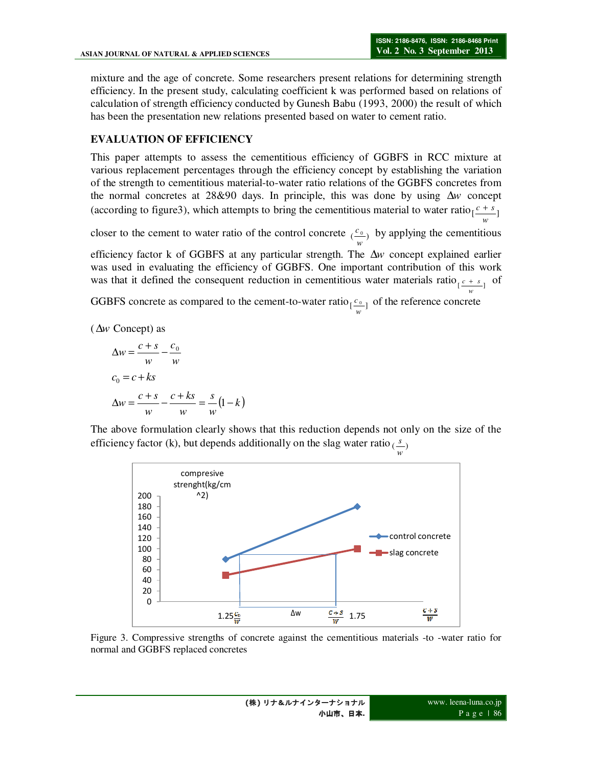mixture and the age of concrete. Some researchers present relations for determining strength efficiency. In the present study, calculating coefficient k was performed based on relations of calculation of strength efficiency conducted by Gunesh Babu (1993, 2000) the result of which has been the presentation new relations presented based on water to cement ratio.

## EVALUATION OF EFFICIENCY

This paper attempts to assess the cementitious efficiency of GGBFS in RCC mixture at various replacement percentages through the efficiency concept by establishing the variation of the strength to cementitious material-to-water ratio relations of the GGBFS concretes from the normal concretes at 28&90 days. In principle, this was done by using $\Delta w$ concept (according to figure3), which attempts to bring the cementitious material to water ratio $[\frac{c+s}{w}]$ closer to the cement to water ratio of the control concrete $(\frac{c_0}{w})$ by applying the cementitious efficiency factor k of GGBFS at any particular strength. The $\Delta w$ concept explained earlier was used in evaluating the efficiency of GGBFS. One important contribution of this work was that it defined the consequent reduction in cementitious water materials ratio $[\frac{c+s}{w}]$ of GGBFS concrete as compared to the cement-to-water ratio $[\frac{c_0}{w}]$ of the reference concrete

($\Delta w$ Concept) as

$$\Delta w = \frac{c+s}{w} - \frac{c_0}{w}$$

$$c_0 = c + ks$$

$$\Delta w = \frac{c+s}{w} - \frac{c+ks}{w} = \frac{s}{w}(1-k)$$

The above formulation clearly shows that this reduction depends not only on the size of the efficiency factor (k), but depends additionally on the slag water ratio $(\frac{s}{w})$

Figure 3. Compressive strengths of concrete against the cementitious materials -to -water ratio for normal and GGBFS replaced concretes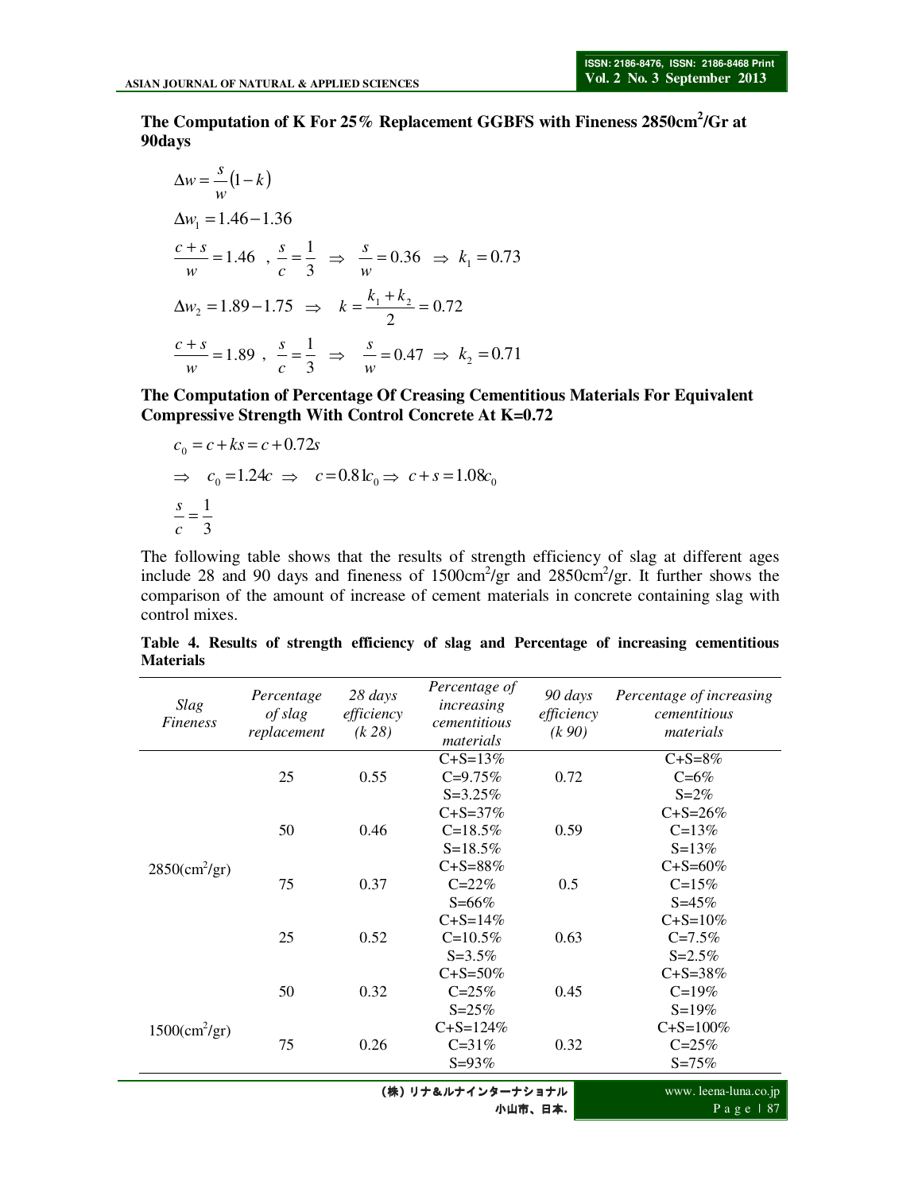**The Computation of K For 25% Replacement GGBFS with Fineness 2850cm$^2$/Gr at 90days**

$$\Delta w = \frac{s}{w}(1-k)$$

$$\Delta w_1 = 1.46 - 1.36$$

$$\frac{c+s}{w} = 1.46 \;\; , \; \frac{s}{c} = \frac{1}{3} \;\; \Rightarrow \;\; \frac{s}{w} = 0.36 \;\; \Rightarrow \;\; k_1 = 0.73$$

$$\Delta w_2 = 1.89 - 1.75 \;\; \Rightarrow \;\; k = \frac{k_1 + k_2}{2} = 0.72$$

$$\frac{c+s}{w} = 1.89 \;\; , \; \frac{s}{c} = \frac{1}{3} \;\; \Rightarrow \;\; \frac{s}{w} = 0.47 \;\; \Rightarrow \;\; k_2 = 0.71$$

**The Computation of Percentage Of Creasing Cementitious Materials For Equivalent Compressive Strength With Control Concrete At K=0.72**

$$c_0 = c + ks = c + 0.72s$$

$$\Rightarrow \;\; c_0 = 1.24c \;\; \Rightarrow \;\; c = 0.81c_0 \Rightarrow \; c + s = 1.08c_0$$

$$\frac{s}{c} = \frac{1}{3}$$

The following table shows that the results of strength efficiency of slag at different ages include 28 and 90 days and fineness of 1500cm$^2$/gr and 2850cm$^2$/gr. It further shows the comparison of the amount of increase of cement materials in concrete containing slag with control mixes.

**Table 4. Results of strength efficiency of slag and Percentage of increasing cementitious Materials**

| *Slag Fineness* | *Percentage of slag replacement* | *28 days efficiency (k 28)* | *Percentage of increasing cementitious materials* | *90 days efficiency (k 90)* | *Percentage of increasing cementitious materials* |
|---|---|---|---|---|---|
| 2850(cm$^2$/gr) | 25 | 0.55 | C+S=13%<br>C=9.75%<br>S=3.25% | 0.72 | C+S=8%<br>C=6%<br>S=2% |
| | 50 | 0.46 | C+S=37%<br>C=18.5%<br>S=18.5% | 0.59 | C+S=26%<br>C=13%<br>S=13% |
| | 75 | 0.37 | C+S=88%<br>C=22%<br>S=66% | 0.5 | C+S=60%<br>C=15%<br>S=45% |
| 1500(cm$^2$/gr) | 25 | 0.52 | C+S=14%<br>C=10.5%<br>S=3.5% | 0.63 | C+S=10%<br>C=7.5%<br>S=2.5% |
| | 50 | 0.32 | C+S=50%<br>C=25%<br>S=25% | 0.45 | C+S=38%<br>C=19%<br>S=19% |
| | 75 | 0.26 | C+S=124%<br>C=31%<br>S=93% | 0.32 | C+S=100%<br>C=25%<br>S=75% |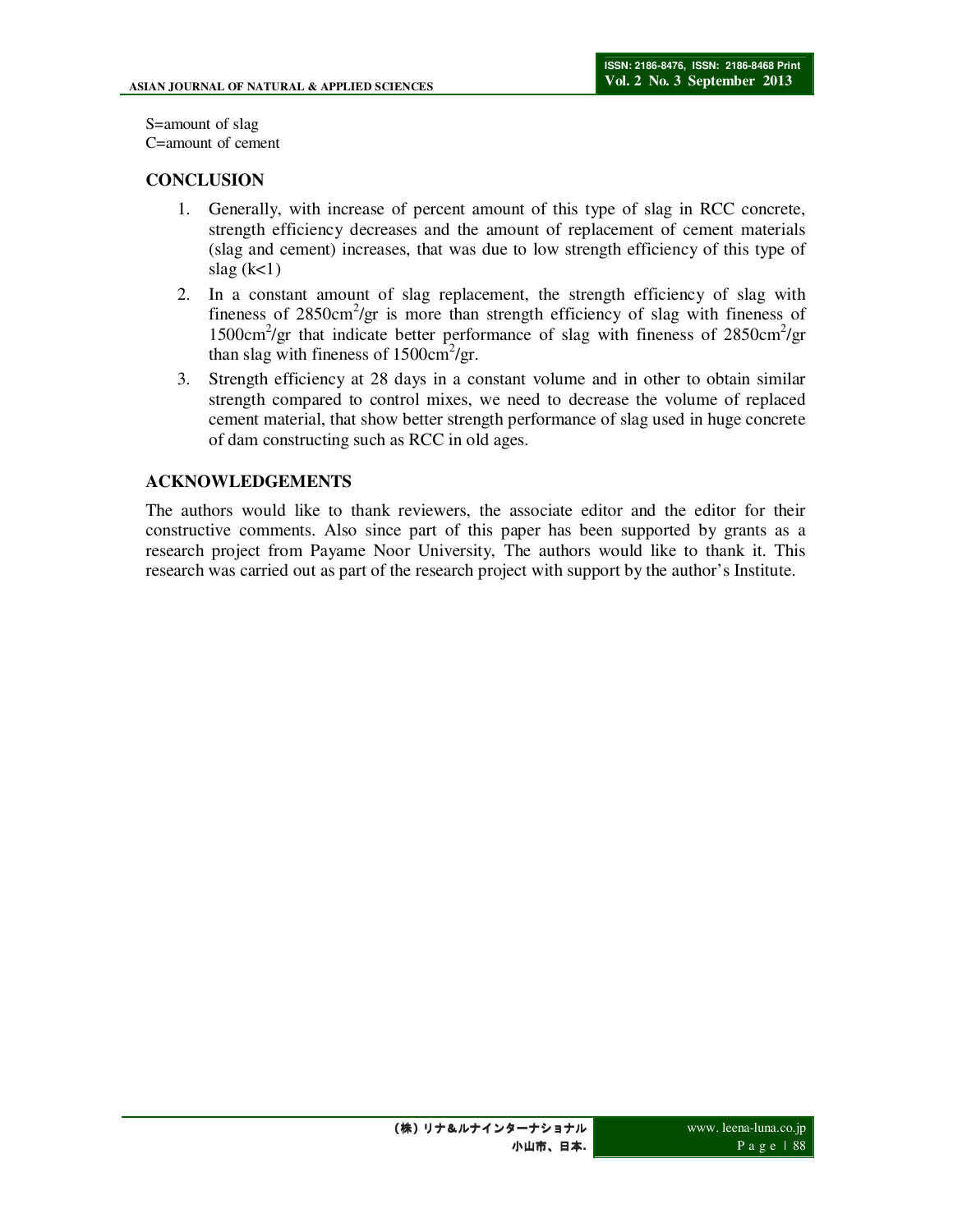S=amount of slag  
C=amount of cement

## CONCLUSION

1. Generally, with increase of percent amount of this type of slag in RCC concrete, strength efficiency decreases and the amount of replacement of cement materials (slag and cement) increases, that was due to low strength efficiency of this type of slag ($k<1$)
2. In a constant amount of slag replacement, the strength efficiency of slag with fineness of $2850cm^2/gr$ is more than strength efficiency of slag with fineness of $1500cm^2/gr$ that indicate better performance of slag with fineness of $2850cm^2/gr$ than slag with fineness of $1500cm^2/gr$.
3. Strength efficiency at 28 days in a constant volume and in other to obtain similar strength compared to control mixes, we need to decrease the volume of replaced cement material, that show better strength performance of slag used in huge concrete of dam constructing such as RCC in old ages.

## ACKNOWLEDGEMENTS

The authors would like to thank reviewers, the associate editor and the editor for their constructive comments. Also since part of this paper has been supported by grants as a research project from Payame Noor University, The authors would like to thank it. This research was carried out as part of the research project with support by the author's Institute.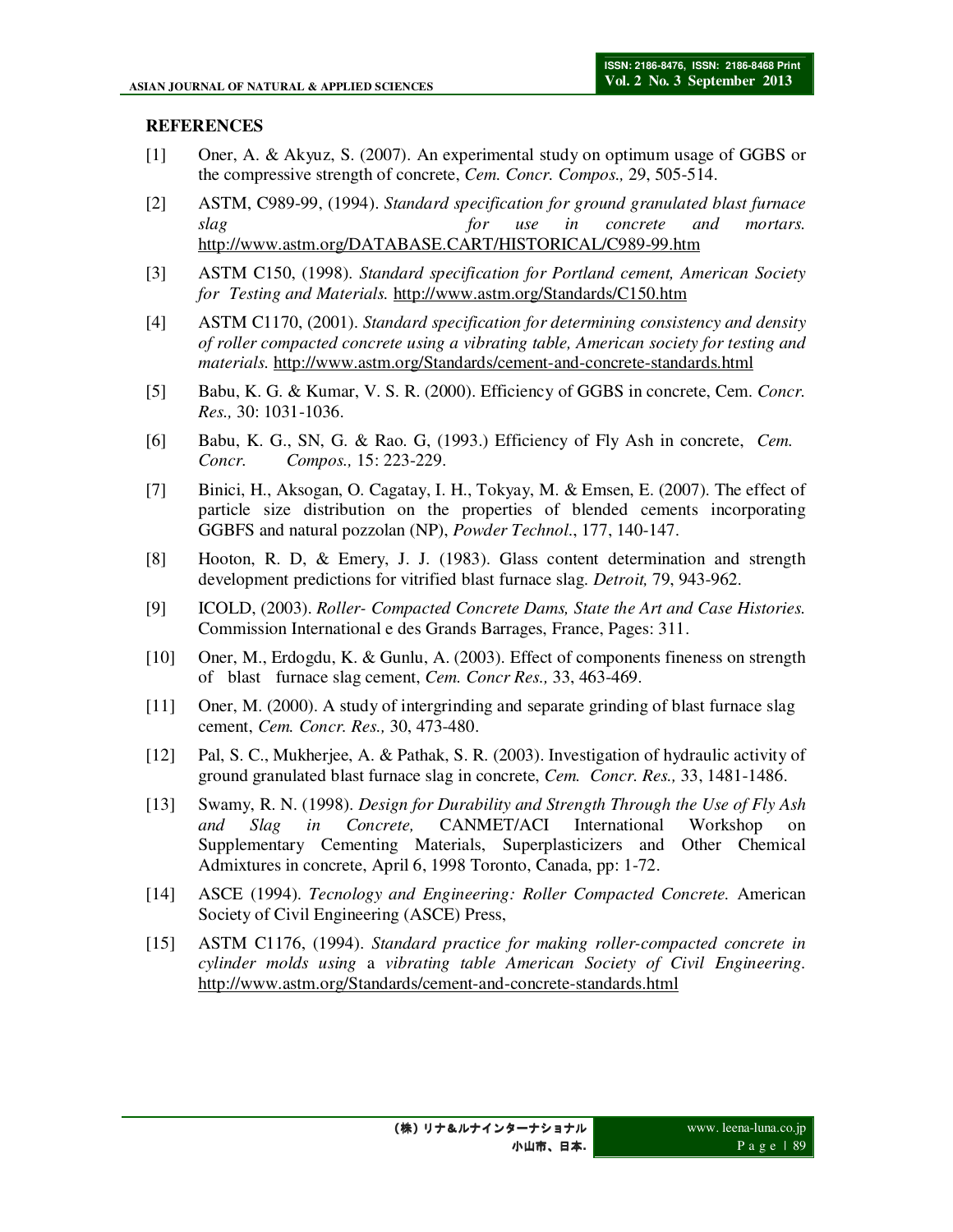## REFERENCES

[1] Oner, A. & Akyuz, S. (2007). An experimental study on optimum usage of GGBS or the compressive strength of concrete, *Cem. Concr. Compos.,* 29, 505-514.

[2] ASTM, C989-99, (1994). *Standard specification for ground granulated blast furnace slag for use in concrete and mortars.* http://www.astm.org/DATABASE.CART/HISTORICAL/C989-99.htm

[3] ASTM C150, (1998). *Standard specification for Portland cement, American Society for Testing and Materials.* http://www.astm.org/Standards/C150.htm

[4] ASTM C1170, (2001). *Standard specification for determining consistency and density of roller compacted concrete using a vibrating table, American society for testing and materials.* http://www.astm.org/Standards/cement-and-concrete-standards.html

[5] Babu, K. G. & Kumar, V. S. R. (2000). Efficiency of GGBS in concrete, Cem. *Concr. Res.,* 30: 1031-1036.

[6] Babu, K. G., SN, G. & Rao. G, (1993.) Efficiency of Fly Ash in concrete, *Cem. Concr. Compos.,* 15: 223-229.

[7] Binici, H., Aksogan, O. Cagatay, I. H., Tokyay, M. & Emsen, E. (2007). The effect of particle size distribution on the properties of blended cements incorporating GGBFS and natural pozzolan (NP), *Powder Technol*., 177, 140-147.

[8] Hooton, R. D, & Emery, J. J. (1983). Glass content determination and strength development predictions for vitrified blast furnace slag. *Detroit,* 79, 943-962.

[9] ICOLD, (2003). *Roller- Compacted Concrete Dams, State the Art and Case Histories.* Commission International e des Grands Barrages, France, Pages: 311.

[10] Oner, M., Erdogdu, K. & Gunlu, A. (2003). Effect of components fineness on strength of blast furnace slag cement, *Cem. Concr Res.,* 33, 463-469.

[11] Oner, M. (2000). A study of intergrinding and separate grinding of blast furnace slag cement, *Cem. Concr. Res.,* 30, 473-480.

[12] Pal, S. C., Mukherjee, A. & Pathak, S. R. (2003). Investigation of hydraulic activity of ground granulated blast furnace slag in concrete, *Cem. Concr. Res.,* 33, 1481-1486.

[13] Swamy, R. N. (1998). *Design for Durability and Strength Through the Use of Fly Ash and Slag in Concrete,* CANMET/ACI International Workshop on Supplementary Cementing Materials, Superplasticizers and Other Chemical Admixtures in concrete, April 6, 1998 Toronto, Canada, pp: 1-72.

[14] ASCE (1994). *Tecnology and Engineering: Roller Compacted Concrete.* American Society of Civil Engineering (ASCE) Press,

[15] ASTM C1176, (1994). *Standard practice for making roller-compacted concrete in cylinder molds using* a *vibrating table American Society of Civil Engineering*. http://www.astm.org/Standards/cement-and-concrete-standards.html